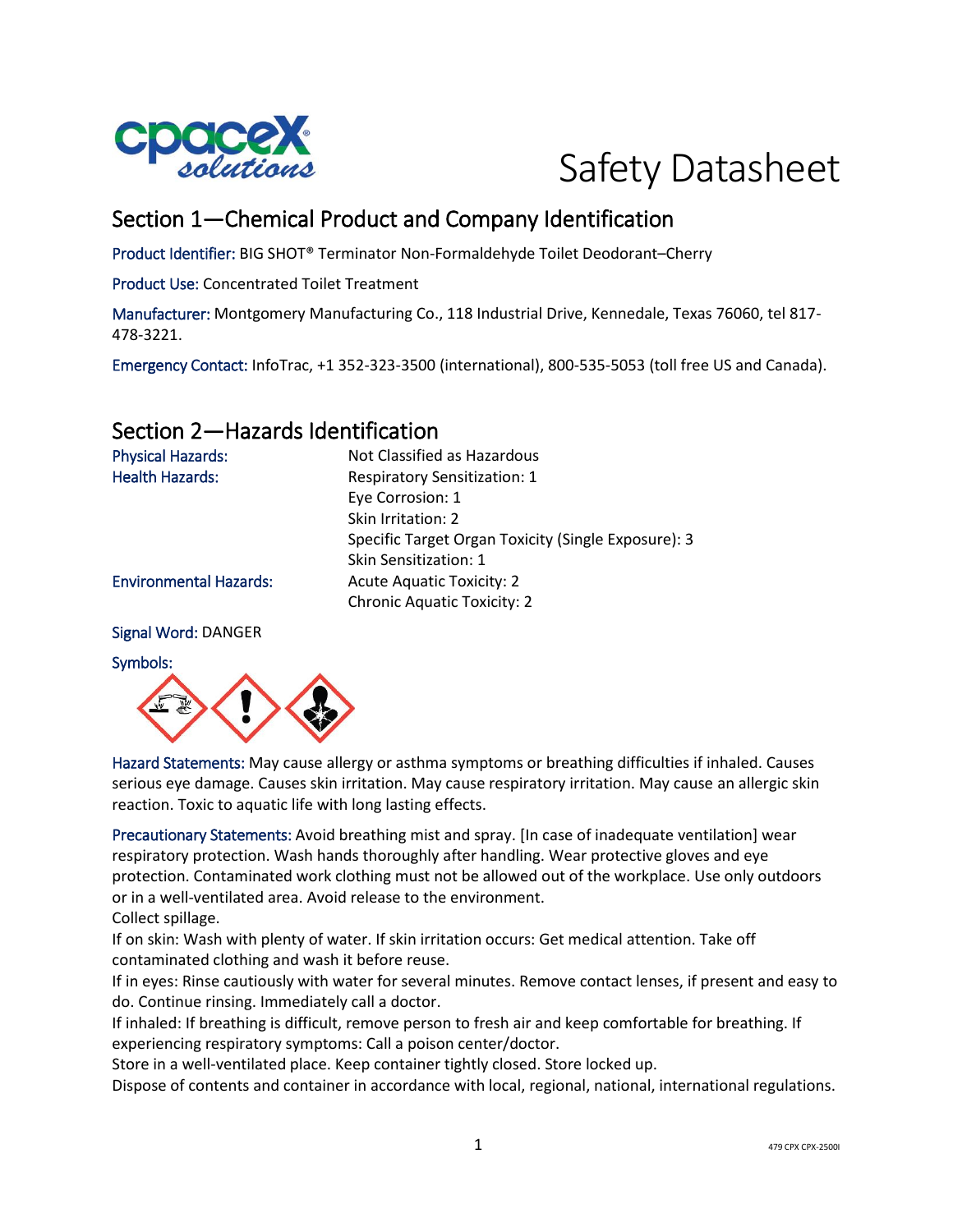# Safety Datasheet

## Section 1—Chemical Product and Company Identification

Product Identifier: BIG SHOT® Terminator Non-Formaldehyde Toilet Deodorant–Cherry

Product Use: Concentrated Toilet Treatment

Manufacturer: Montgomery Manufacturing Co., 118 Industrial Drive, Kennedale, Texas 76060, tel 817-478-3221.

Emergency Contact: InfoTrac, +1 352-323-3500 (international), 800-535-5053 (toll free US and Canada).

## Section 2—Hazards Identification

| | |
|---|---|
| Physical Hazards: | Not Classified as Hazardous |
| Health Hazards: | Respiratory Sensitization: 1 |
| | Eye Corrosion: 1 |
| | Skin Irritation: 2 |
| | Specific Target Organ Toxicity (Single Exposure): 3 |
| | Skin Sensitization: 1 |
| Environmental Hazards: | Acute Aquatic Toxicity: 2 |
| | Chronic Aquatic Toxicity: 2 |

Signal Word: DANGER

Symbols:

Hazard Statements: May cause allergy or asthma symptoms or breathing difficulties if inhaled. Causes serious eye damage. Causes skin irritation. May cause respiratory irritation. May cause an allergic skin reaction. Toxic to aquatic life with long lasting effects.

Precautionary Statements: Avoid breathing mist and spray. [In case of inadequate ventilation] wear respiratory protection. Wash hands thoroughly after handling. Wear protective gloves and eye protection. Contaminated work clothing must not be allowed out of the workplace. Use only outdoors or in a well-ventilated area. Avoid release to the environment.
Collect spillage.
If on skin: Wash with plenty of water. If skin irritation occurs: Get medical attention. Take off contaminated clothing and wash it before reuse.
If in eyes: Rinse cautiously with water for several minutes. Remove contact lenses, if present and easy to do. Continue rinsing. Immediately call a doctor.
If inhaled: If breathing is difficult, remove person to fresh air and keep comfortable for breathing. If experiencing respiratory symptoms: Call a poison center/doctor.
Store in a well-ventilated place. Keep container tightly closed. Store locked up.
Dispose of contents and container in accordance with local, regional, national, international regulations.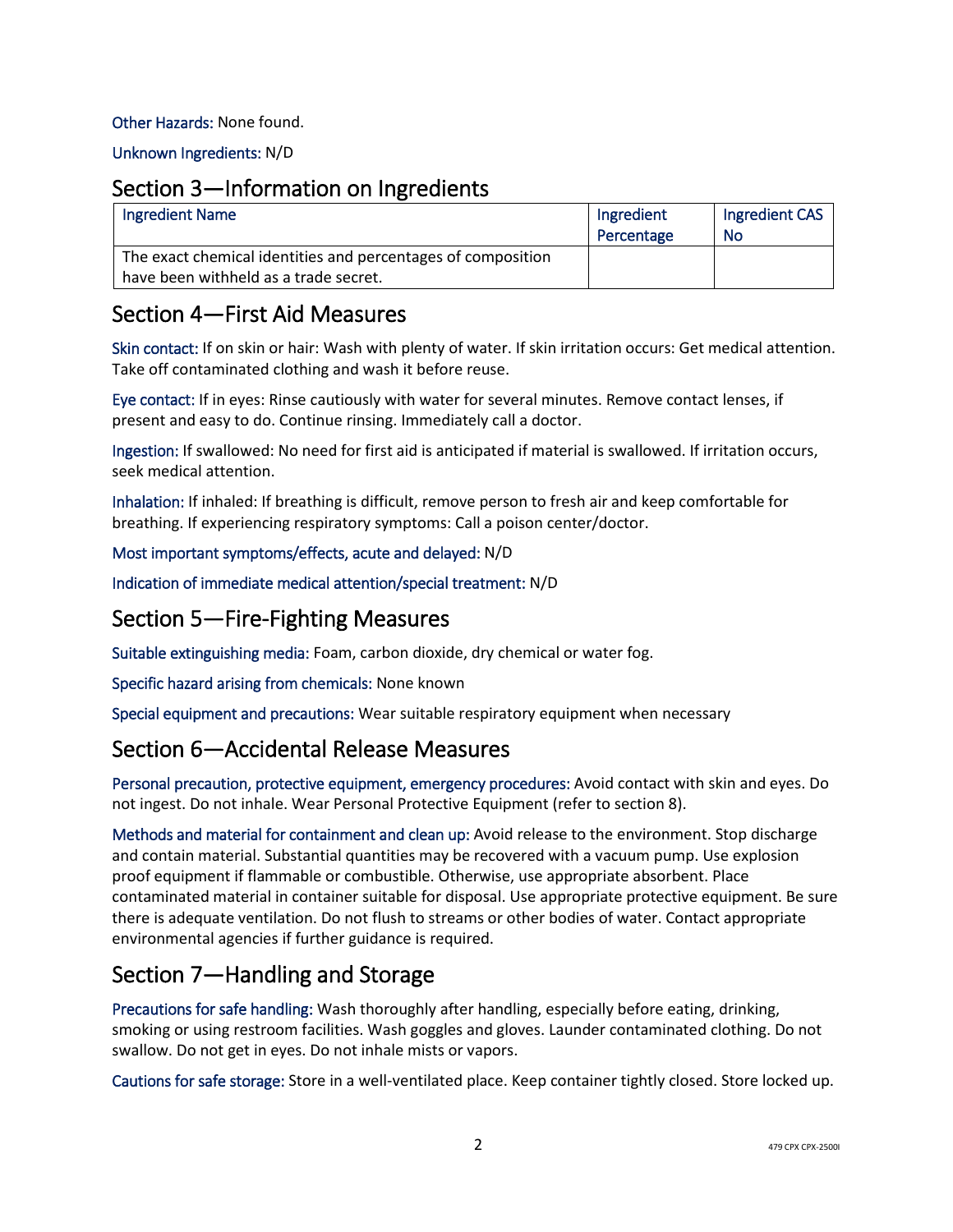Other Hazards: None found.

Unknown Ingredients: N/D

## Section 3—Information on Ingredients

| Ingredient Name | Ingredient Percentage | Ingredient CAS No |
|---|---|---|
| The exact chemical identities and percentages of composition have been withheld as a trade secret. | | |

## Section 4—First Aid Measures

Skin contact: If on skin or hair: Wash with plenty of water. If skin irritation occurs: Get medical attention. Take off contaminated clothing and wash it before reuse.

Eye contact: If in eyes: Rinse cautiously with water for several minutes. Remove contact lenses, if present and easy to do. Continue rinsing. Immediately call a doctor.

Ingestion: If swallowed: No need for first aid is anticipated if material is swallowed. If irritation occurs, seek medical attention.

Inhalation: If inhaled: If breathing is difficult, remove person to fresh air and keep comfortable for breathing. If experiencing respiratory symptoms: Call a poison center/doctor.

Most important symptoms/effects, acute and delayed: N/D

Indication of immediate medical attention/special treatment: N/D

## Section 5—Fire-Fighting Measures

Suitable extinguishing media: Foam, carbon dioxide, dry chemical or water fog.

Specific hazard arising from chemicals: None known

Special equipment and precautions: Wear suitable respiratory equipment when necessary

## Section 6—Accidental Release Measures

Personal precaution, protective equipment, emergency procedures: Avoid contact with skin and eyes. Do not ingest. Do not inhale. Wear Personal Protective Equipment (refer to section 8).

Methods and material for containment and clean up: Avoid release to the environment. Stop discharge and contain material. Substantial quantities may be recovered with a vacuum pump. Use explosion proof equipment if flammable or combustible. Otherwise, use appropriate absorbent. Place contaminated material in container suitable for disposal. Use appropriate protective equipment. Be sure there is adequate ventilation. Do not flush to streams or other bodies of water. Contact appropriate environmental agencies if further guidance is required.

## Section 7—Handling and Storage

Precautions for safe handling: Wash thoroughly after handling, especially before eating, drinking, smoking or using restroom facilities. Wash goggles and gloves. Launder contaminated clothing. Do not swallow. Do not get in eyes. Do not inhale mists or vapors.

Cautions for safe storage: Store in a well-ventilated place. Keep container tightly closed. Store locked up.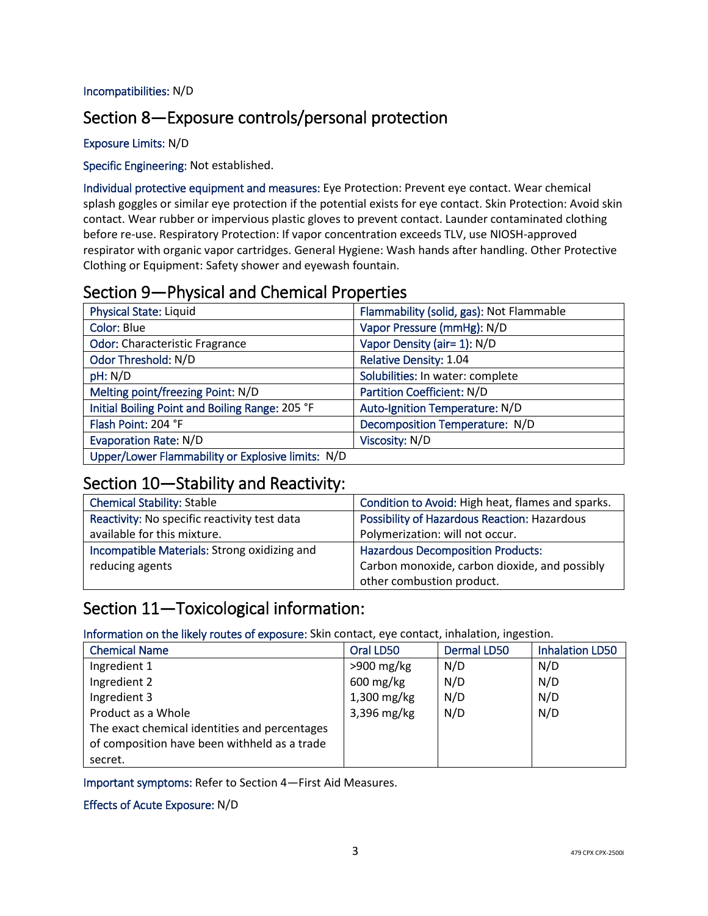Incompatibilities: N/D

## Section 8—Exposure controls/personal protection

Exposure Limits: N/D

Specific Engineering: Not established.

Individual protective equipment and measures: Eye Protection: Prevent eye contact. Wear chemical splash goggles or similar eye protection if the potential exists for eye contact. Skin Protection: Avoid skin contact. Wear rubber or impervious plastic gloves to prevent contact. Launder contaminated clothing before re-use. Respiratory Protection: If vapor concentration exceeds TLV, use NIOSH-approved respirator with organic vapor cartridges. General Hygiene: Wash hands after handling. Other Protective Clothing or Equipment: Safety shower and eyewash fountain.

## Section 9—Physical and Chemical Properties

| | |
|---|---|
| Physical State: Liquid | Flammability (solid, gas): Not Flammable |
| Color: Blue | Vapor Pressure (mmHg): N/D |
| Odor: Characteristic Fragrance | Vapor Density (air= 1): N/D |
| Odor Threshold: N/D | Relative Density: 1.04 |
| pH: N/D | Solubilities: In water: complete |
| Melting point/freezing Point: N/D | Partition Coefficient: N/D |
| Initial Boiling Point and Boiling Range: 205 °F | Auto-Ignition Temperature: N/D |
| Flash Point: 204 °F | Decomposition Temperature: N/D |
| Evaporation Rate: N/D | Viscosity: N/D |
| Upper/Lower Flammability or Explosive limits: N/D | |

## Section 10—Stability and Reactivity:

| | |
|---|---|
| Chemical Stability: Stable | Condition to Avoid: High heat, flames and sparks. |
| Reactivity: No specific reactivity test data available for this mixture. | Possibility of Hazardous Reaction: Hazardous Polymerization: will not occur. |
| Incompatible Materials: Strong oxidizing and reducing agents | Hazardous Decomposition Products: Carbon monoxide, carbon dioxide, and possibly other combustion product. |

## Section 11—Toxicological information:

Information on the likely routes of exposure: Skin contact, eye contact, inhalation, ingestion.

| Chemical Name | Oral LD50 | Dermal LD50 | Inhalation LD50 |
|---|---|---|---|
| Ingredient 1 | >900 mg/kg | N/D | N/D |
| Ingredient 2 | 600 mg/kg | N/D | N/D |
| Ingredient 3 | 1,300 mg/kg | N/D | N/D |
| Product as a Whole | 3,396 mg/kg | N/D | N/D |
| The exact chemical identities and percentages of composition have been withheld as a trade secret. | | | |

Important symptoms: Refer to Section 4—First Aid Measures.

Effects of Acute Exposure: N/D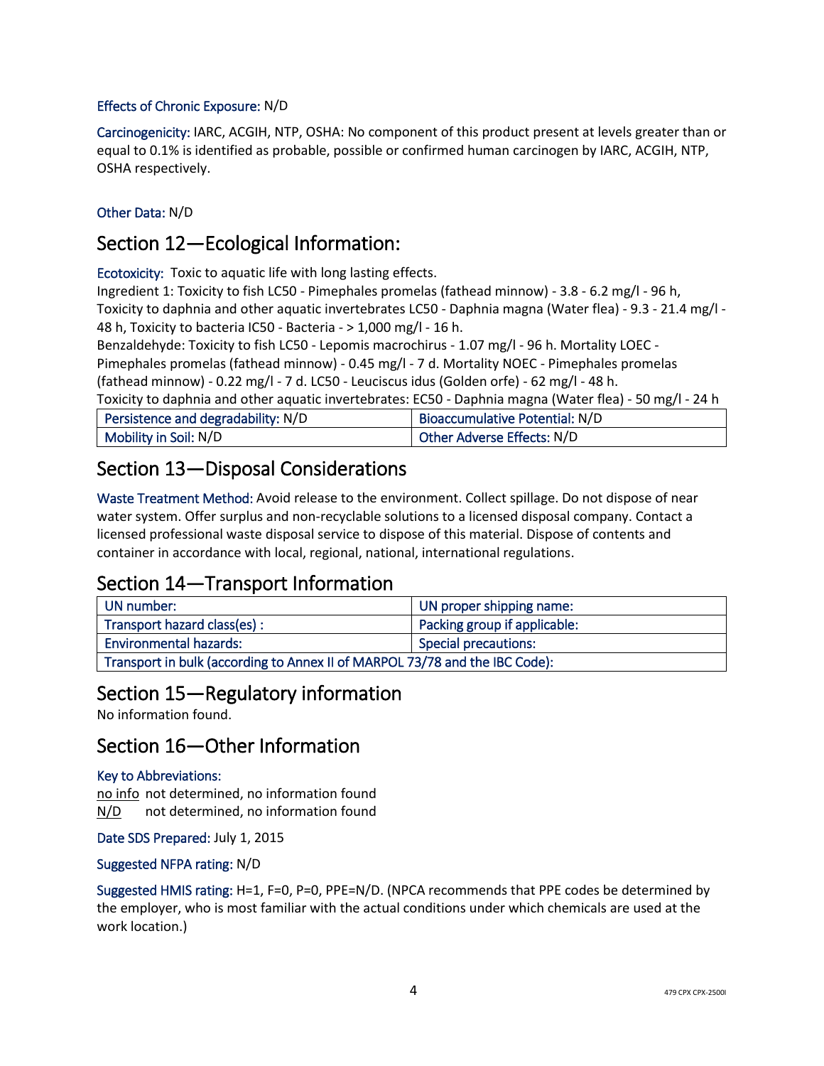Effects of Chronic Exposure: N/D

Carcinogenicity: IARC, ACGIH, NTP, OSHA: No component of this product present at levels greater than or equal to 0.1% is identified as probable, possible or confirmed human carcinogen by IARC, ACGIH, NTP, OSHA respectively.

Other Data: N/D

## Section 12—Ecological Information:

Ecotoxicity: Toxic to aquatic life with long lasting effects.
Ingredient 1: Toxicity to fish LC50 - Pimephales promelas (fathead minnow) - 3.8 - 6.2 mg/l - 96 h, Toxicity to daphnia and other aquatic invertebrates LC50 - Daphnia magna (Water flea) - 9.3 - 21.4 mg/l - 48 h, Toxicity to bacteria IC50 - Bacteria - > 1,000 mg/l - 16 h.
Benzaldehyde: Toxicity to fish LC50 - Lepomis macrochirus - 1.07 mg/l - 96 h. Mortality LOEC - Pimephales promelas (fathead minnow) - 0.45 mg/l - 7 d. Mortality NOEC - Pimephales promelas (fathead minnow) - 0.22 mg/l - 7 d. LC50 - Leuciscus idus (Golden orfe) - 62 mg/l - 48 h.
Toxicity to daphnia and other aquatic invertebrates: EC50 - Daphnia magna (Water flea) - 50 mg/l - 24 h

| Persistence and degradability: N/D | Bioaccumulative Potential: N/D |
|---|---|
| Mobility in Soil: N/D | Other Adverse Effects: N/D |

## Section 13—Disposal Considerations

Waste Treatment Method: Avoid release to the environment. Collect spillage. Do not dispose of near water system. Offer surplus and non-recyclable solutions to a licensed disposal company. Contact a licensed professional waste disposal service to dispose of this material. Dispose of contents and container in accordance with local, regional, national, international regulations.

## Section 14—Transport Information

| UN number: | UN proper shipping name: |
|---|---|
| Transport hazard class(es) : | Packing group if applicable: |
| Environmental hazards: | Special precautions: |
| Transport in bulk (according to Annex II of MARPOL 73/78 and the IBC Code): | |

## Section 15—Regulatory information

No information found.

## Section 16—Other Information

Key to Abbreviations:
no info not determined, no information found
N/D not determined, no information found

Date SDS Prepared: July 1, 2015

Suggested NFPA rating: N/D

Suggested HMIS rating: H=1, F=0, P=0, PPE=N/D. (NPCA recommends that PPE codes be determined by the employer, who is most familiar with the actual conditions under which chemicals are used at the work location.)

479 CPX CPX-2500I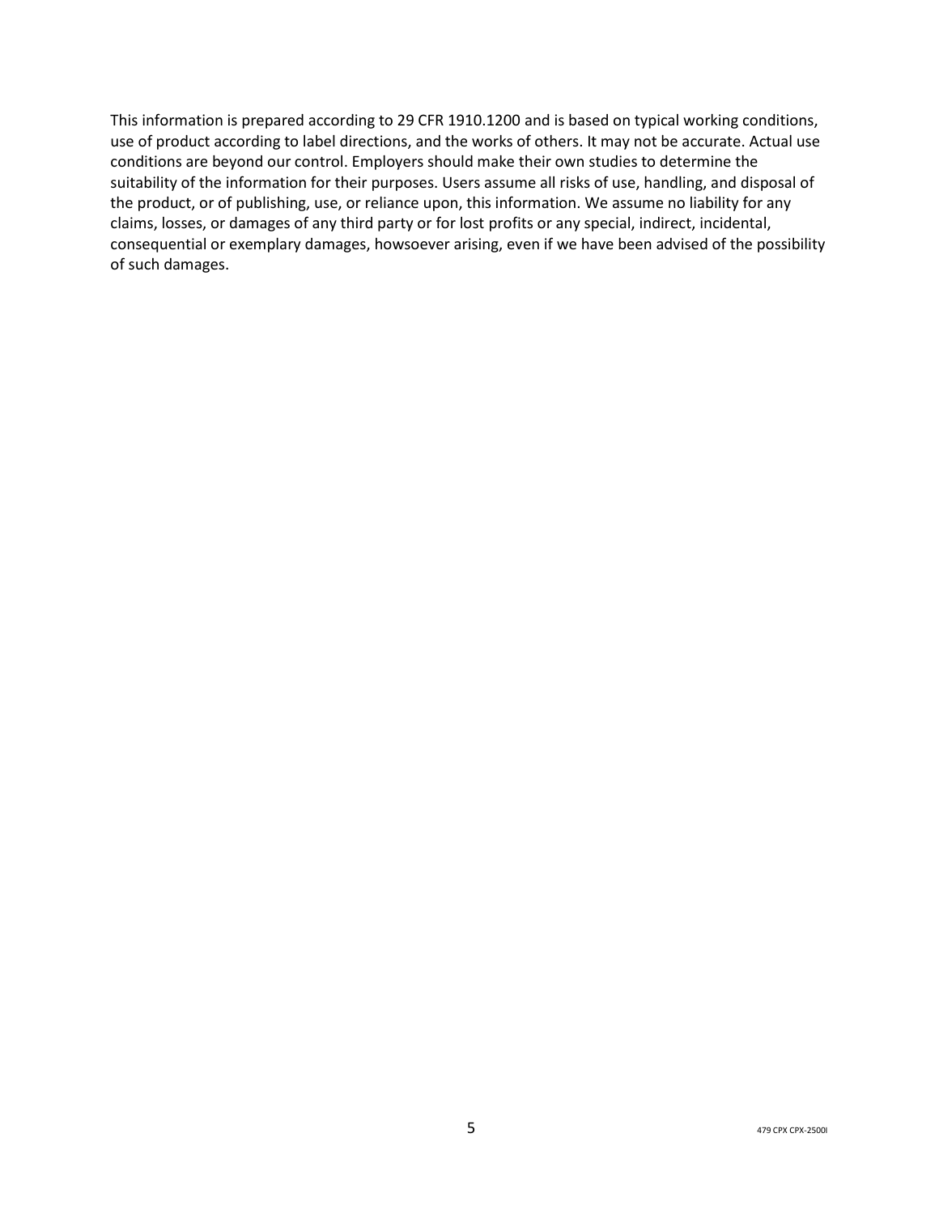This information is prepared according to 29 CFR 1910.1200 and is based on typical working conditions, use of product according to label directions, and the works of others. It may not be accurate. Actual use conditions are beyond our control. Employers should make their own studies to determine the suitability of the information for their purposes. Users assume all risks of use, handling, and disposal of the product, or of publishing, use, or reliance upon, this information. We assume no liability for any claims, losses, or damages of any third party or for lost profits or any special, indirect, incidental, consequential or exemplary damages, howsoever arising, even if we have been advised of the possibility of such damages.